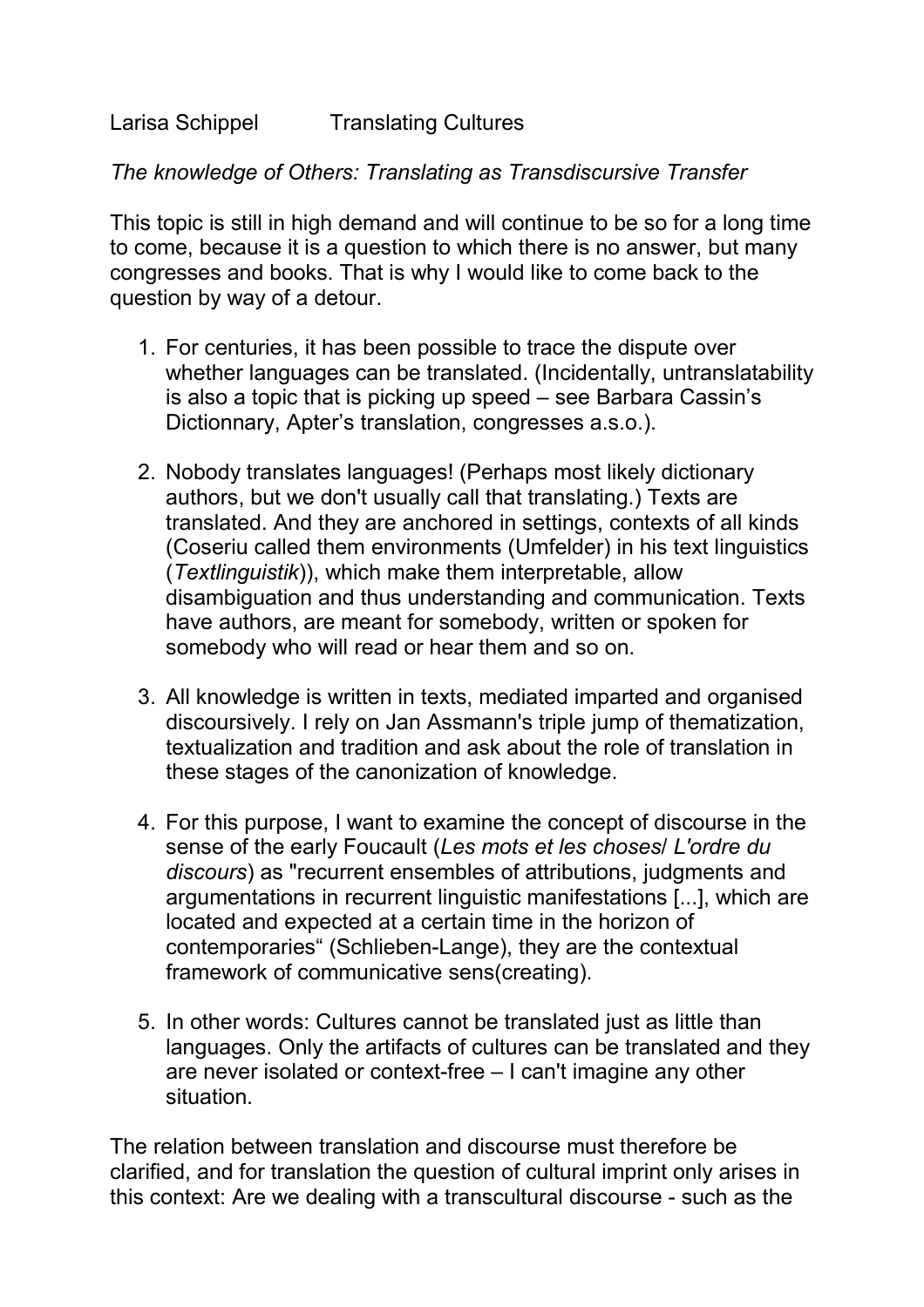Larisa Schippel Translating Cultures

*The knowledge of Others: Translating as Transdiscursive Transfer*

This topic is still in high demand and will continue to be so for a long time to come, because it is a question to which there is no answer, but many congresses and books. That is why I would like to come back to the question by way of a detour.

1. For centuries, it has been possible to trace the dispute over whether languages can be translated. (Incidentally, untranslatability is also a topic that is picking up speed – see Barbara Cassin's Dictionnary, Apter's translation, congresses a.s.o.).

2. Nobody translates languages! (Perhaps most likely dictionary authors, but we don't usually call that translating.) Texts are translated. And they are anchored in settings, contexts of all kinds (Coseriu called them environments (Umfelder) in his text linguistics (*Textlinguistik*)), which make them interpretable, allow disambiguation and thus understanding and communication. Texts have authors, are meant for somebody, written or spoken for somebody who will read or hear them and so on.

3. All knowledge is written in texts, mediated imparted and organised discoursively. I rely on Jan Assmann's triple jump of thematization, textualization and tradition and ask about the role of translation in these stages of the canonization of knowledge.

4. For this purpose, I want to examine the concept of discourse in the sense of the early Foucault (*Les mots et les choses*/ *L'ordre du discours*) as "recurrent ensembles of attributions, judgments and argumentations in recurrent linguistic manifestations [...], which are located and expected at a certain time in the horizon of contemporaries" (Schlieben-Lange), they are the contextual framework of communicative sens(creating).

5. In other words: Cultures cannot be translated just as little than languages. Only the artifacts of cultures can be translated and they are never isolated or context-free – I can't imagine any other situation.

The relation between translation and discourse must therefore be clarified, and for translation the question of cultural imprint only arises in this context: Are we dealing with a transcultural discourse - such as the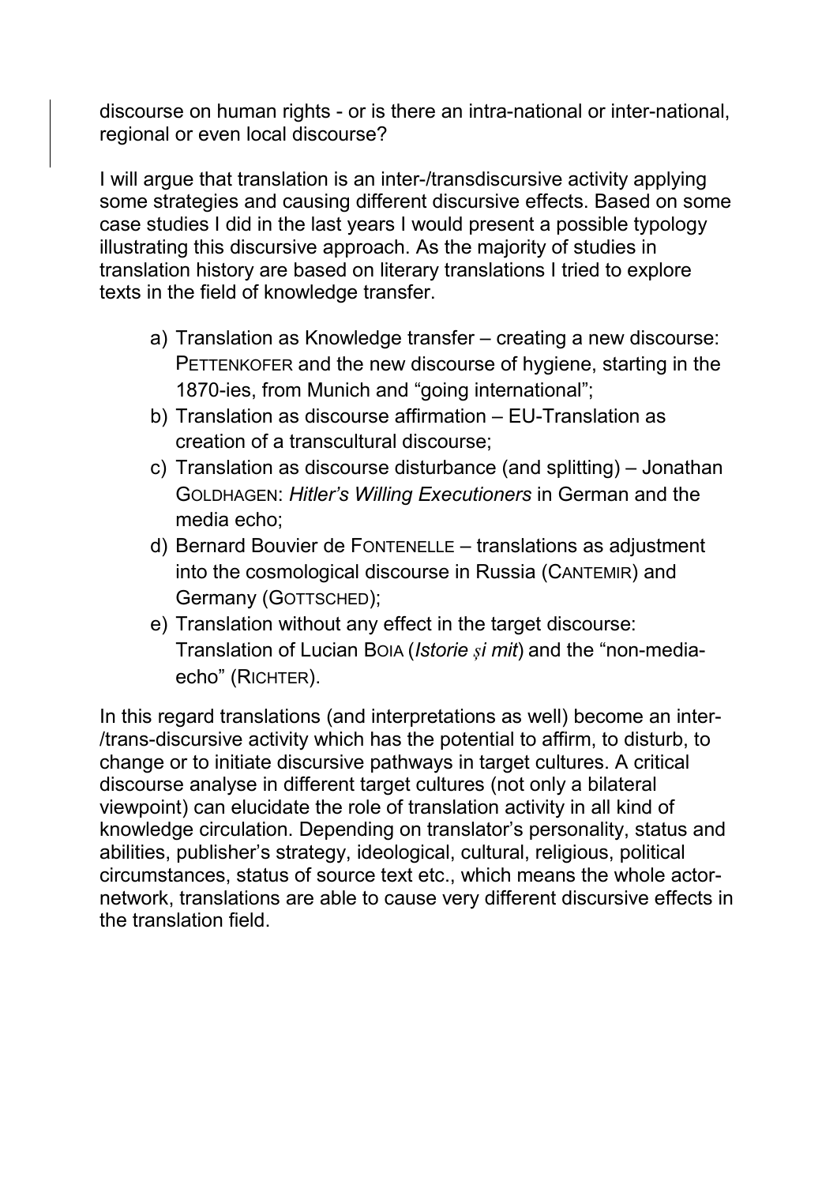discourse on human rights - or is there an intra-national or inter-national, regional or even local discourse?

I will argue that translation is an inter-/transdiscursive activity applying some strategies and causing different discursive effects. Based on some case studies I did in the last years I would present a possible typology illustrating this discursive approach. As the majority of studies in translation history are based on literary translations I tried to explore texts in the field of knowledge transfer.

a) Translation as Knowledge transfer – creating a new discourse: PETTENKOFER and the new discourse of hygiene, starting in the 1870-ies, from Munich and "going international";
b) Translation as discourse affirmation – EU-Translation as creation of a transcultural discourse;
c) Translation as discourse disturbance (and splitting) – Jonathan GOLDHAGEN: *Hitler's Willing Executioners* in German and the media echo;
d) Bernard Bouvier de FONTENELLE – translations as adjustment into the cosmological discourse in Russia (CANTEMIR) and Germany (GOTTSCHED);
e) Translation without any effect in the target discourse: Translation of Lucian BOIA (*Istorie și mit*) and the "non-media-echo" (RICHTER).

In this regard translations (and interpretations as well) become an inter-/trans-discursive activity which has the potential to affirm, to disturb, to change or to initiate discursive pathways in target cultures. A critical discourse analyse in different target cultures (not only a bilateral viewpoint) can elucidate the role of translation activity in all kind of knowledge circulation. Depending on translator's personality, status and abilities, publisher's strategy, ideological, cultural, religious, political circumstances, status of source text etc., which means the whole actor-network, translations are able to cause very different discursive effects in the translation field.